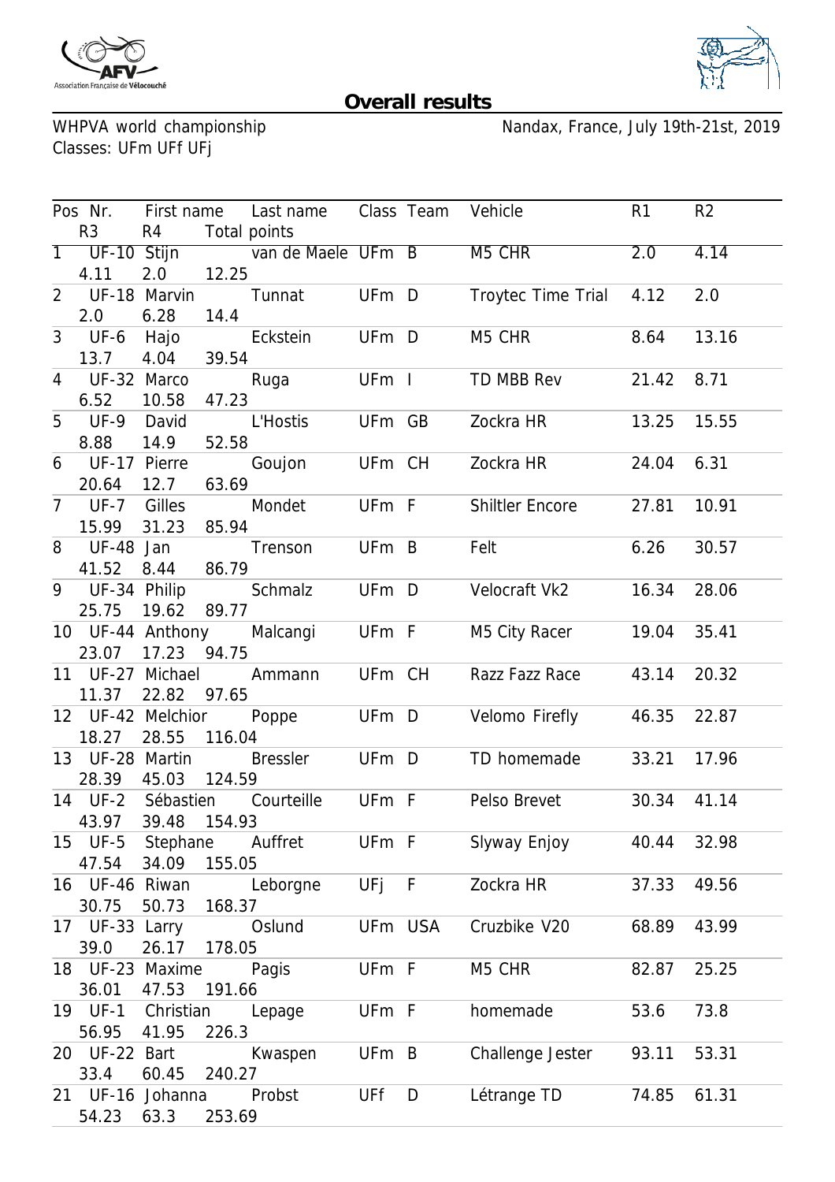# Overall results

WHPVA world championship Nandax, France, July 19th-21st, 2019

Classes: UFm UFf UFj

| Pos | Nr. | First name | Last name | Class | Team | Vehicle | R1 | R2 | R3 | R4 | Total points |
|---|---|---|---|---|---|---|---|---|---|---|---|
| 1 | UF-10 | Stijn | van de Maele | UFm | B | M5 CHR | 2.0 | 4.14 | 4.11 | 2.0 | 12.25 |
| 2 | UF-18 | Marvin | Tunnat | UFm | D | Troytec Time Trial | 4.12 | 2.0 | 2.0 | 6.28 | 14.4 |
| 3 | UF-6 | Hajo | Eckstein | UFm | D | M5 CHR | 8.64 | 13.16 | 13.7 | 4.04 | 39.54 |
| 4 | UF-32 | Marco | Ruga | UFm | I | TD MBB Rev | 21.42 | 8.71 | 6.52 | 10.58 | 47.23 |
| 5 | UF-9 | David | L'Hostis | UFm | GB | Zockra HR | 13.25 | 15.55 | 8.88 | 14.9 | 52.58 |
| 6 | UF-17 | Pierre | Goujon | UFm | CH | Zockra HR | 24.04 | 6.31 | 20.64 | 12.7 | 63.69 |
| 7 | UF-7 | Gilles | Mondet | UFm | F | Shiltler Encore | 27.81 | 10.91 | 15.99 | 31.23 | 85.94 |
| 8 | UF-48 | Jan | Trenson | UFm | B | Felt | 6.26 | 30.57 | 41.52 | 8.44 | 86.79 |
| 9 | UF-34 | Philip | Schmalz | UFm | D | Velocraft Vk2 | 16.34 | 28.06 | 25.75 | 19.62 | 89.77 |
| 10 | UF-44 | Anthony | Malcangi | UFm | F | M5 City Racer | 19.04 | 35.41 | 23.07 | 17.23 | 94.75 |
| 11 | UF-27 | Michael | Ammann | UFm | CH | Razz Fazz Race | 43.14 | 20.32 | 11.37 | 22.82 | 97.65 |
| 12 | UF-42 | Melchior | Poppe | UFm | D | Velomo Firefly | 46.35 | 22.87 | 18.27 | 28.55 | 116.04 |
| 13 | UF-28 | Martin | Bressler | UFm | D | TD homemade | 33.21 | 17.96 | 28.39 | 45.03 | 124.59 |
| 14 | UF-2 | Sébastien | Courteille | UFm | F | Pelso Brevet | 30.34 | 41.14 | 43.97 | 39.48 | 154.93 |
| 15 | UF-5 | Stephane | Auffret | UFm | F | Slyway Enjoy | 40.44 | 32.98 | 47.54 | 34.09 | 155.05 |
| 16 | UF-46 | Riwan | Leborgne | UFj | F | Zockra HR | 37.33 | 49.56 | 30.75 | 50.73 | 168.37 |
| 17 | UF-33 | Larry | Oslund | UFm | USA | Cruzbike V20 | 68.89 | 43.99 | 39.0 | 26.17 | 178.05 |
| 18 | UF-23 | Maxime | Pagis | UFm | F | M5 CHR | 82.87 | 25.25 | 36.01 | 47.53 | 191.66 |
| 19 | UF-1 | Christian | Lepage | UFm | F | homemade | 53.6 | 73.8 | 56.95 | 41.95 | 226.3 |
| 20 | UF-22 | Bart | Kwaspen | UFm | B | Challenge Jester | 93.11 | 53.31 | 33.4 | 60.45 | 240.27 |
| 21 | UF-16 | Johanna | Probst | UFf | D | Létrange TD | 74.85 | 61.31 | 54.23 | 63.3 | 253.69 |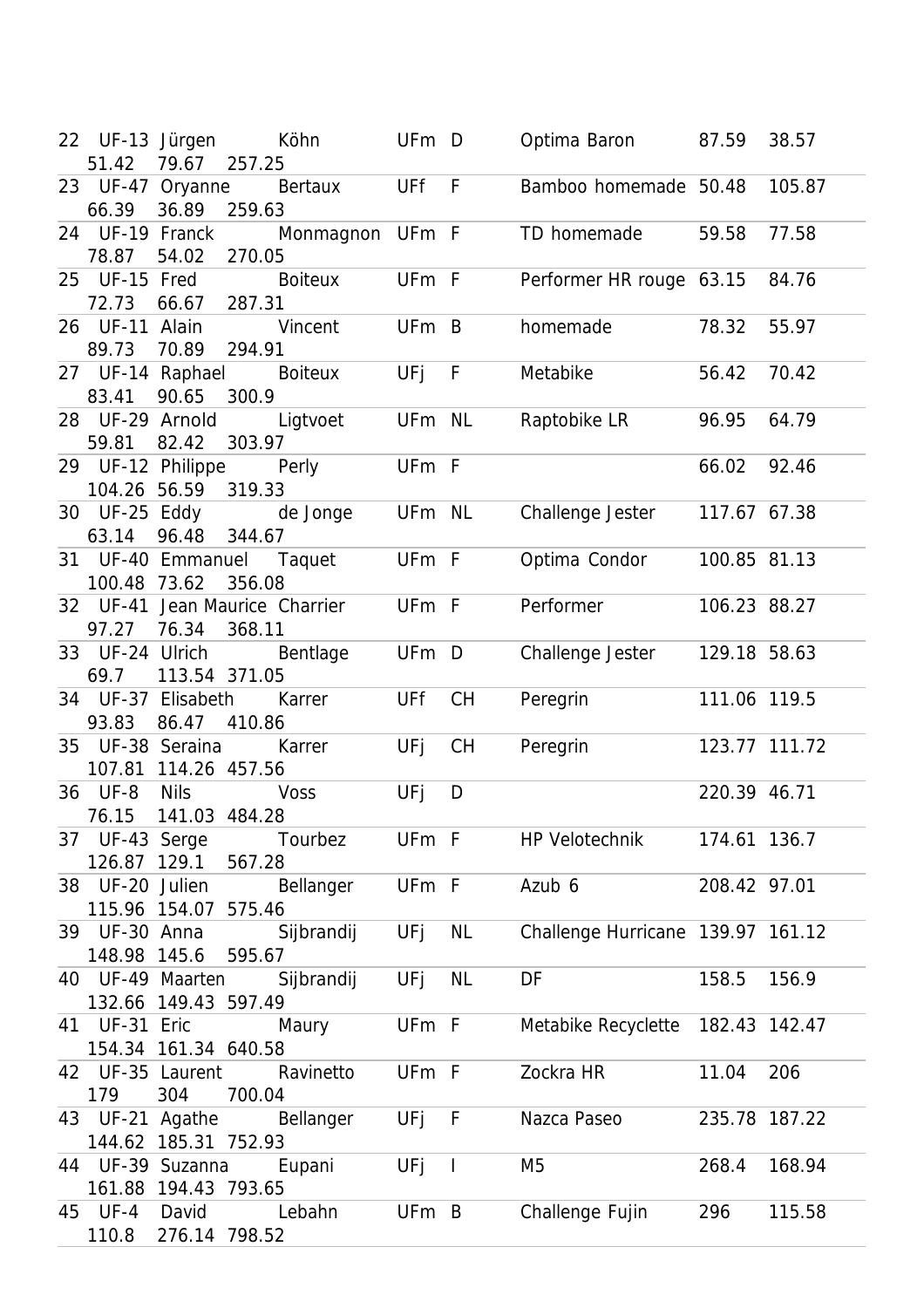| | | | | | | | | | | | |
|---|---|---|---|---|---|---|---|---|---|---|---|
| 22 | UF-13 | Jürgen | Köhn | UFm | D | Optima Baron | 87.59 | 38.57 | 51.42 | 79.67 | 257.25 |
| 23 | UF-47 | Oryanne | Bertaux | UFf | F | Bamboo homemade | 50.48 | 105.87 | 66.39 | 36.89 | 259.63 |
| 24 | UF-19 | Franck | Monmagnon | UFm | F | TD homemade | 59.58 | 77.58 | 78.87 | 54.02 | 270.05 |
| 25 | UF-15 | Fred | Boiteux | UFm | F | Performer HR rouge | 63.15 | 84.76 | 72.73 | 66.67 | 287.31 |
| 26 | UF-11 | Alain | Vincent | UFm | B | homemade | 78.32 | 55.97 | 89.73 | 70.89 | 294.91 |
| 27 | UF-14 | Raphael | Boiteux | UFj | F | Metabike | 56.42 | 70.42 | 83.41 | 90.65 | 300.9 |
| 28 | UF-29 | Arnold | Ligtvoet | UFm | NL | Raptobike LR | 96.95 | 64.79 | 59.81 | 82.42 | 303.97 |
| 29 | UF-12 | Philippe | Perly | UFm | F | | 66.02 | 92.46 | 104.26 | 56.59 | 319.33 |
| 30 | UF-25 | Eddy | de Jonge | UFm | NL | Challenge Jester | 117.67 | 67.38 | 63.14 | 96.48 | 344.67 |
| 31 | UF-40 | Emmanuel | Taquet | UFm | F | Optima Condor | 100.85 | 81.13 | 100.48 | 73.62 | 356.08 |
| 32 | UF-41 | Jean Maurice | Charrier | UFm | F | Performer | 106.23 | 88.27 | 97.27 | 76.34 | 368.11 |
| 33 | UF-24 | Ulrich | Bentlage | UFm | D | Challenge Jester | 129.18 | 58.63 | 69.7 | 113.54 | 371.05 |
| 34 | UF-37 | Elisabeth | Karrer | UFf | CH | Peregrin | 111.06 | 119.5 | 93.83 | 86.47 | 410.86 |
| 35 | UF-38 | Seraina | Karrer | UFj | CH | Peregrin | 123.77 | 111.72 | 107.81 | 114.26 | 457.56 |
| 36 | UF-8 | Nils | Voss | UFj | D | | 220.39 | 46.71 | 76.15 | 141.03 | 484.28 |
| 37 | UF-43 | Serge | Tourbez | UFm | F | HP Velotechnik | 174.61 | 136.7 | 126.87 | 129.1 | 567.28 |
| 38 | UF-20 | Julien | Bellanger | UFm | F | Azub 6 | 208.42 | 97.01 | 115.96 | 154.07 | 575.46 |
| 39 | UF-30 | Anna | Sijbrandij | UFj | NL | Challenge Hurricane | 139.97 | 161.12 | 148.98 | 145.6 | 595.67 |
| 40 | UF-49 | Maarten | Sijbrandij | UFj | NL | DF | 158.5 | 156.9 | 132.66 | 149.43 | 597.49 |
| 41 | UF-31 | Eric | Maury | UFm | F | Metabike Recyclette | 182.43 | 142.47 | 154.34 | 161.34 | 640.58 |
| 42 | UF-35 | Laurent | Ravinetto | UFm | F | Zockra HR | 11.04 | 206 | 179 | 304 | 700.04 |
| 43 | UF-21 | Agathe | Bellanger | UFj | F | Nazca Paseo | 235.78 | 187.22 | 144.62 | 185.31 | 752.93 |
| 44 | UF-39 | Suzanna | Eupani | UFj | I | M5 | 268.4 | 168.94 | 161.88 | 194.43 | 793.65 |
| 45 | UF-4 | David | Lebahn | UFm | B | Challenge Fujin | 296 | 115.58 | 110.8 | 276.14 | 798.52 |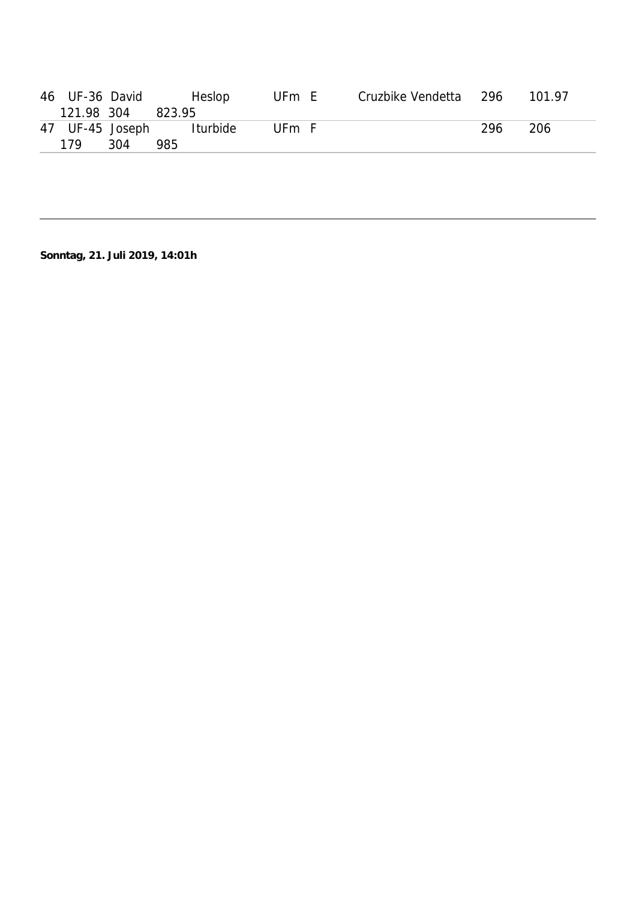| | | | | | | | | | | | |
|---|---|---|---|---|---|---|---|---|---|---|---|
| 46 | UF-36 | David | Heslop | UFm | E | Cruzbike Vendetta | 296 | 101.97 | 121.98 | 304 | 823.95 |
| 47 | UF-45 | Joseph | Iturbide | UFm | F | | 296 | 206 | 179 | 304 | 985 |

---

**Sonntag, 21. Juli 2019, 14:01h**